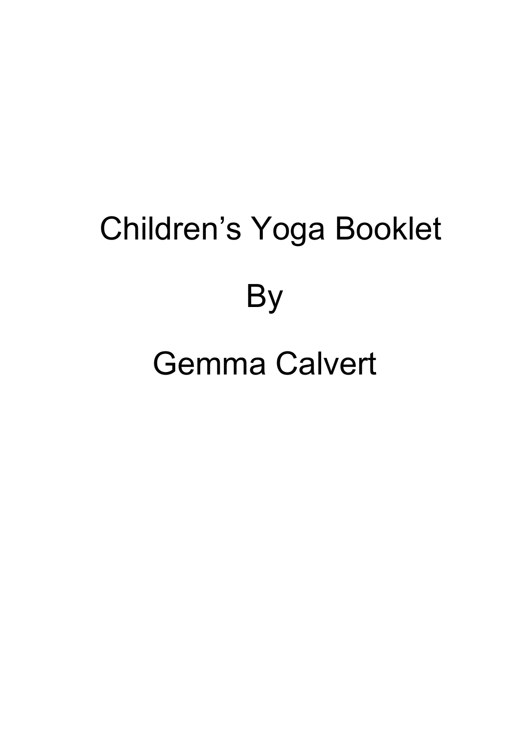# Children’s Yoga Booklet

By

Gemma Calvert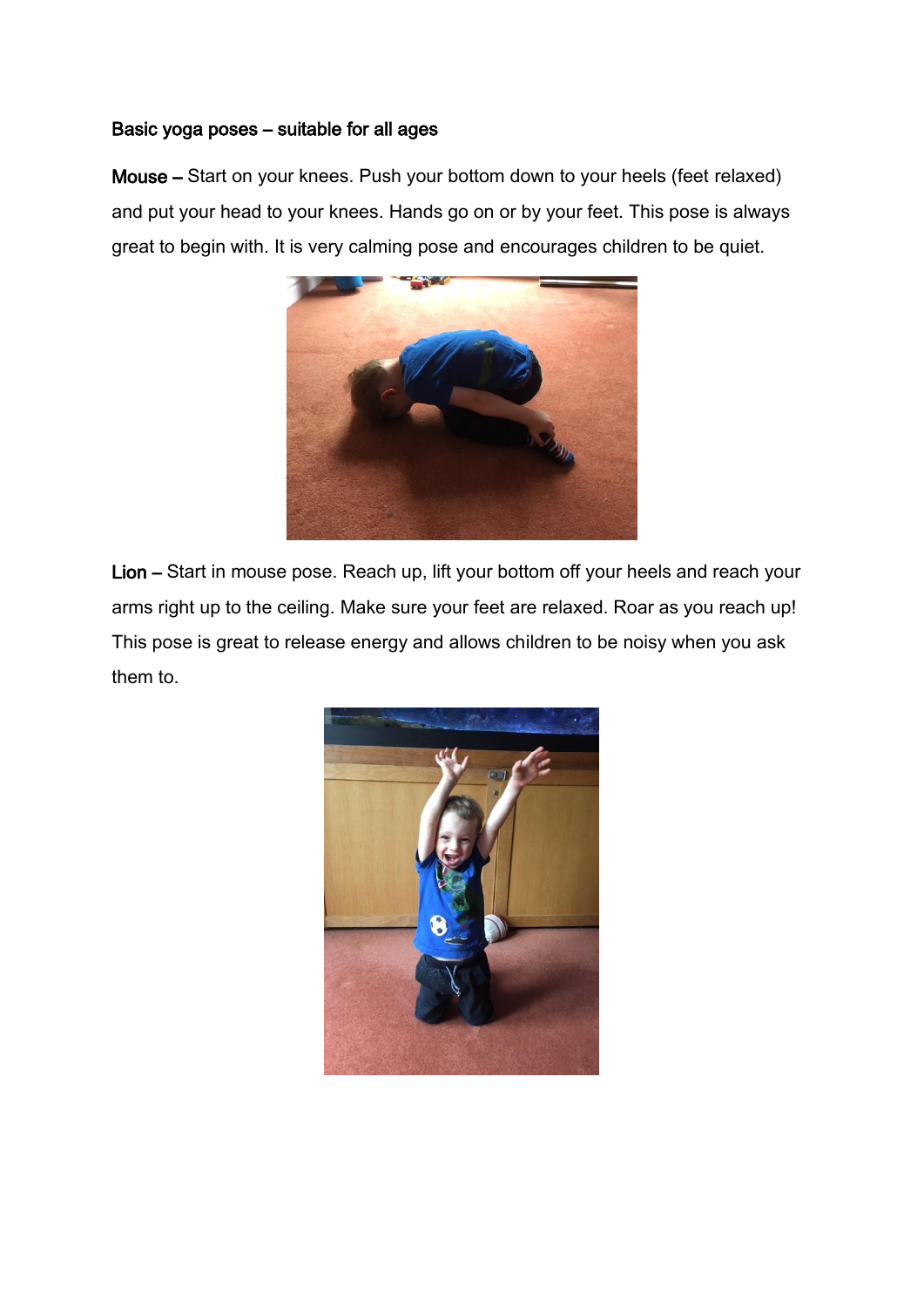**Basic yoga poses – suitable for all ages**

**Mouse –** Start on your knees. Push your bottom down to your heels (feet relaxed) and put your head to your knees. Hands go on or by your feet. This pose is always great to begin with. It is very calming pose and encourages children to be quiet.

**Lion –** Start in mouse pose. Reach up, lift your bottom off your heels and reach your arms right up to the ceiling. Make sure your feet are relaxed. Roar as you reach up! This pose is great to release energy and allows children to be noisy when you ask them to.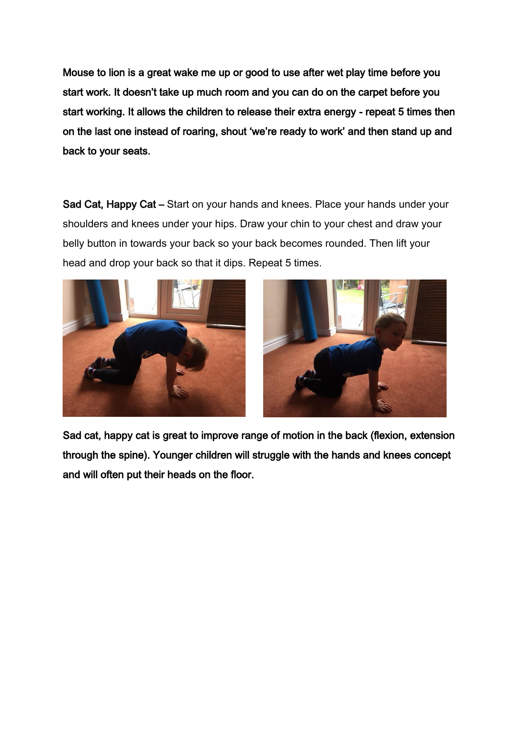**Mouse to lion is a great wake me up or good to use after wet play time before you start work. It doesn't take up much room and you can do on the carpet before you start working. It allows the children to release their extra energy - repeat 5 times then on the last one instead of roaring, shout 'we're ready to work' and then stand up and back to your seats.**

**Sad Cat, Happy Cat –** Start on your hands and knees. Place your hands under your shoulders and knees under your hips. Draw your chin to your chest and draw your belly button in towards your back so your back becomes rounded. Then lift your head and drop your back so that it dips. Repeat 5 times.

**Sad cat, happy cat is great to improve range of motion in the back (flexion, extension through the spine). Younger children will struggle with the hands and knees concept and will often put their heads on the floor.**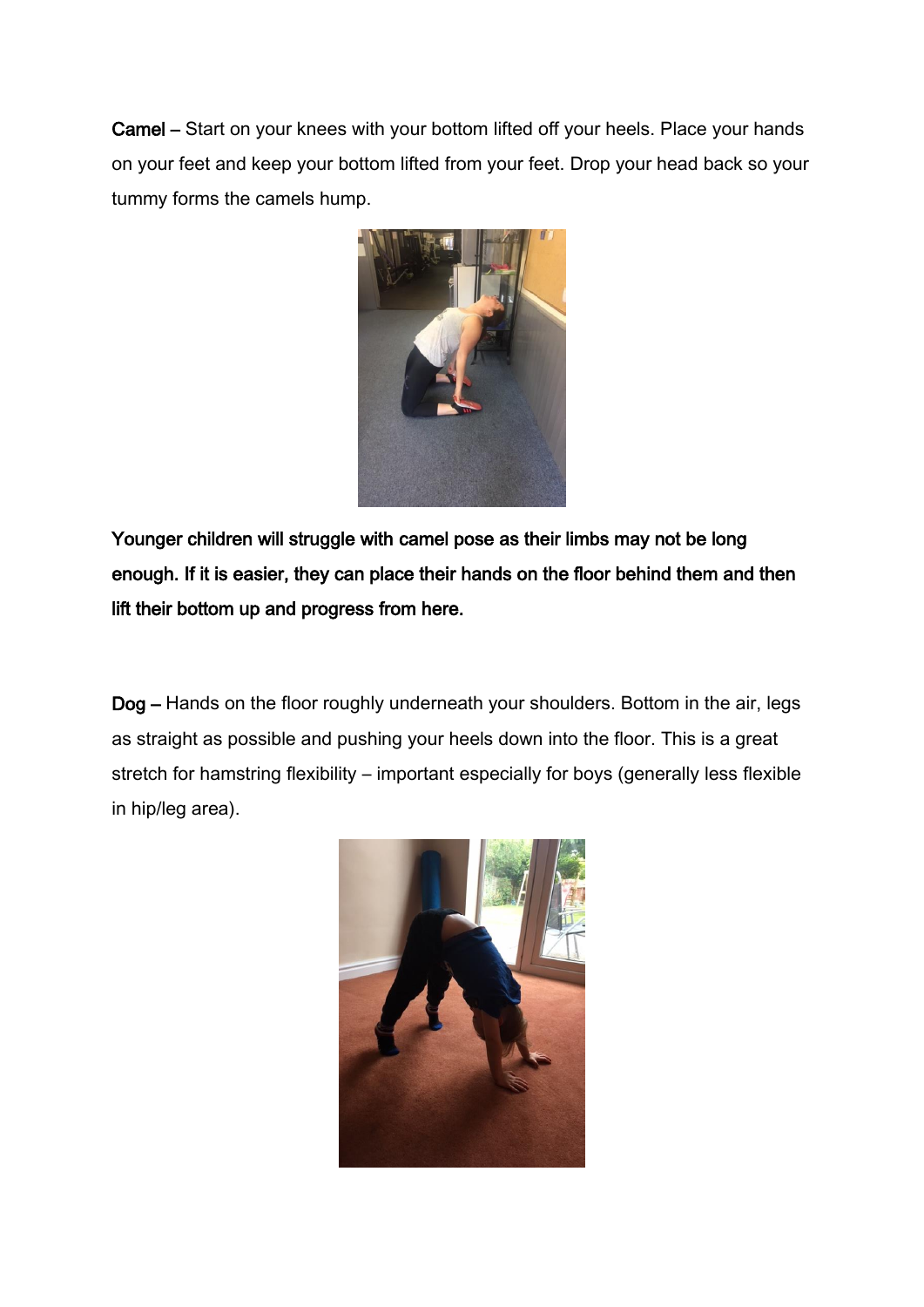**Camel** – Start on your knees with your bottom lifted off your heels. Place your hands on your feet and keep your bottom lifted from your feet. Drop your head back so your tummy forms the camels hump.

**Younger children will struggle with camel pose as their limbs may not be long enough. If it is easier, they can place their hands on the floor behind them and then lift their bottom up and progress from here.**

**Dog** – Hands on the floor roughly underneath your shoulders. Bottom in the air, legs as straight as possible and pushing your heels down into the floor. This is a great stretch for hamstring flexibility – important especially for boys (generally less flexible in hip/leg area).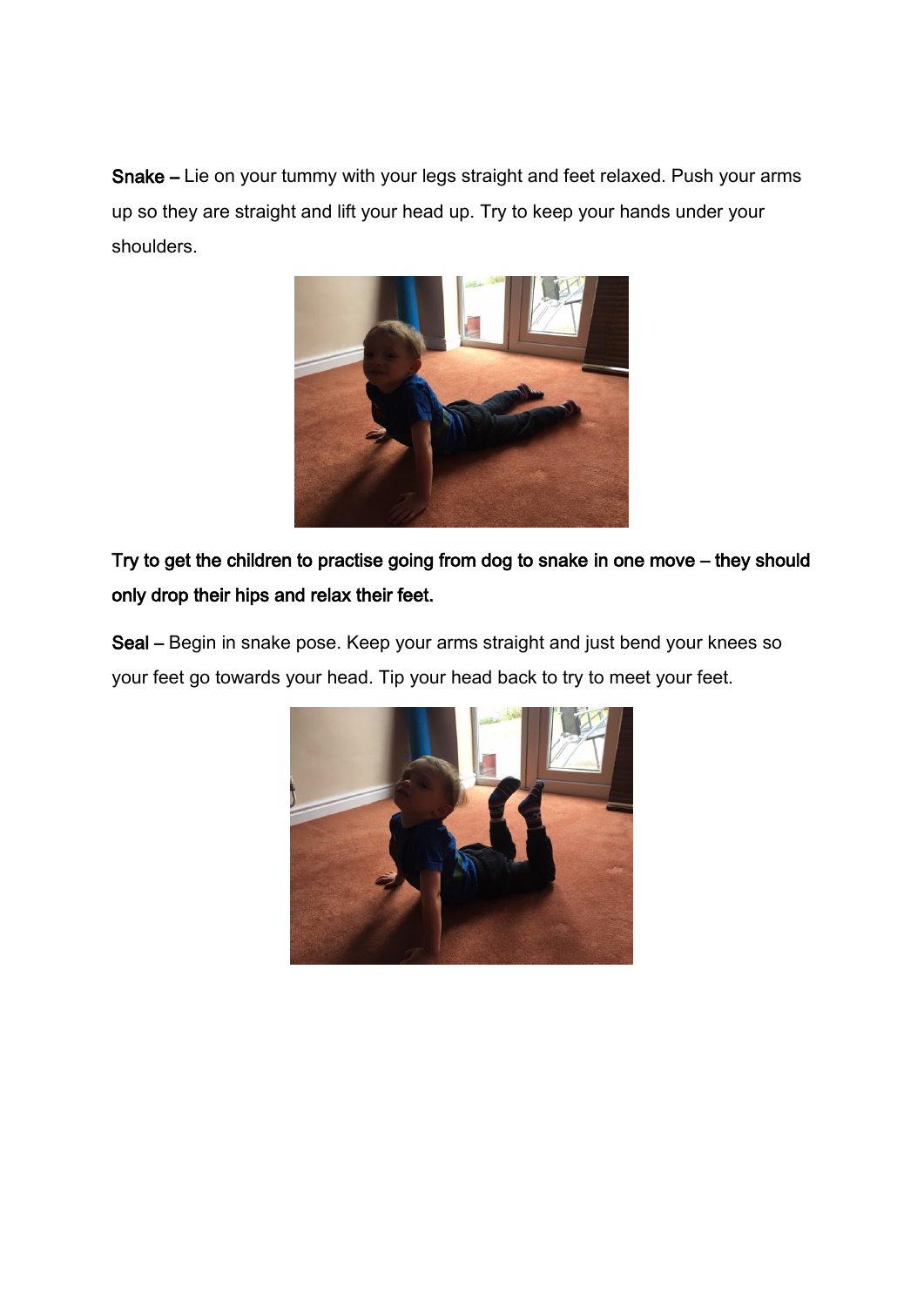**Snake –** Lie on your tummy with your legs straight and feet relaxed. Push your arms up so they are straight and lift your head up. Try to keep your hands under your shoulders.

**Try to get the children to practise going from dog to snake in one move – they should only drop their hips and relax their feet.**

**Seal –** Begin in snake pose. Keep your arms straight and just bend your knees so your feet go towards your head. Tip your head back to try to meet your feet.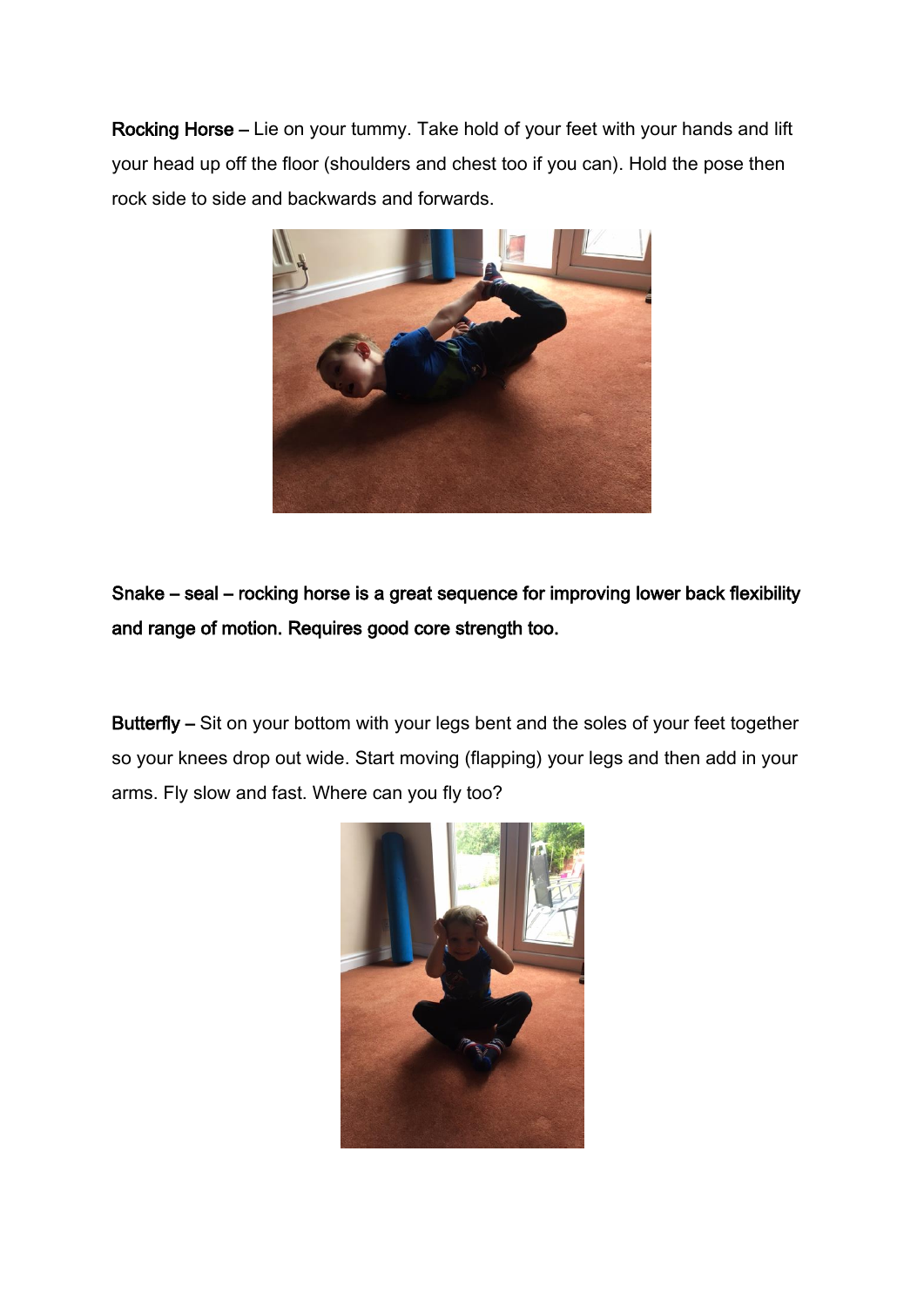**Rocking Horse –** Lie on your tummy. Take hold of your feet with your hands and lift your head up off the floor (shoulders and chest too if you can). Hold the pose then rock side to side and backwards and forwards.

**Snake – seal – rocking horse is a great sequence for improving lower back flexibility and range of motion. Requires good core strength too.**

**Butterfly –** Sit on your bottom with your legs bent and the soles of your feet together so your knees drop out wide. Start moving (flapping) your legs and then add in your arms. Fly slow and fast. Where can you fly too?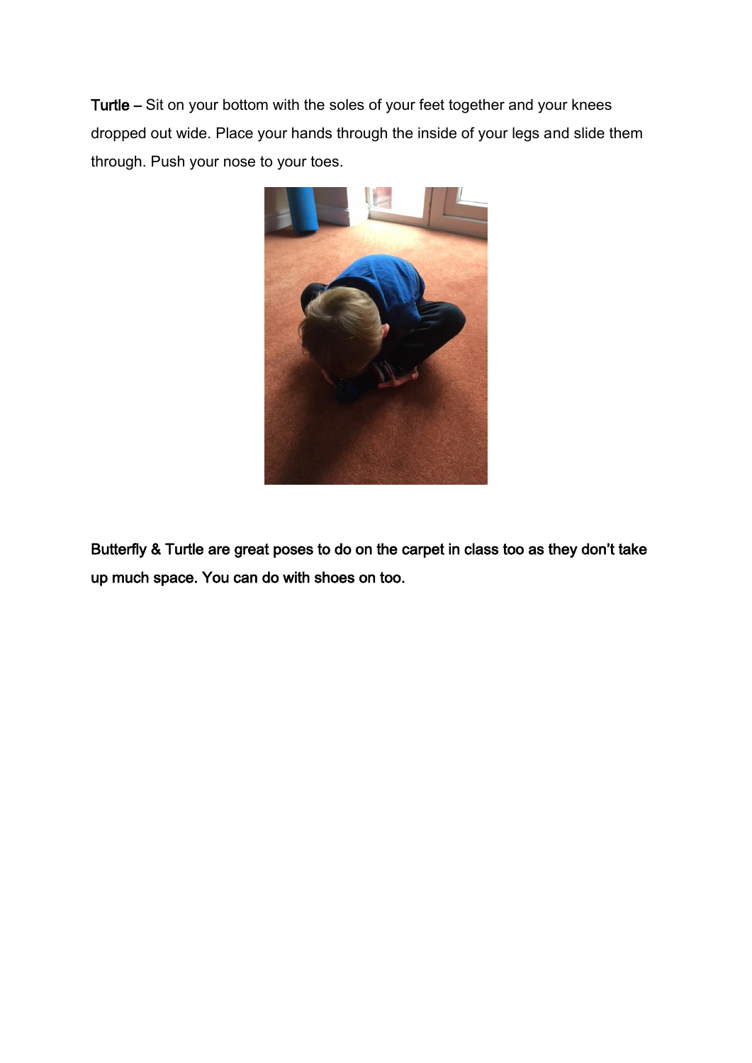**Turtle –** Sit on your bottom with the soles of your feet together and your knees dropped out wide. Place your hands through the inside of your legs and slide them through. Push your nose to your toes.

**Butterfly & Turtle are great poses to do on the carpet in class too as they don't take up much space. You can do with shoes on too.**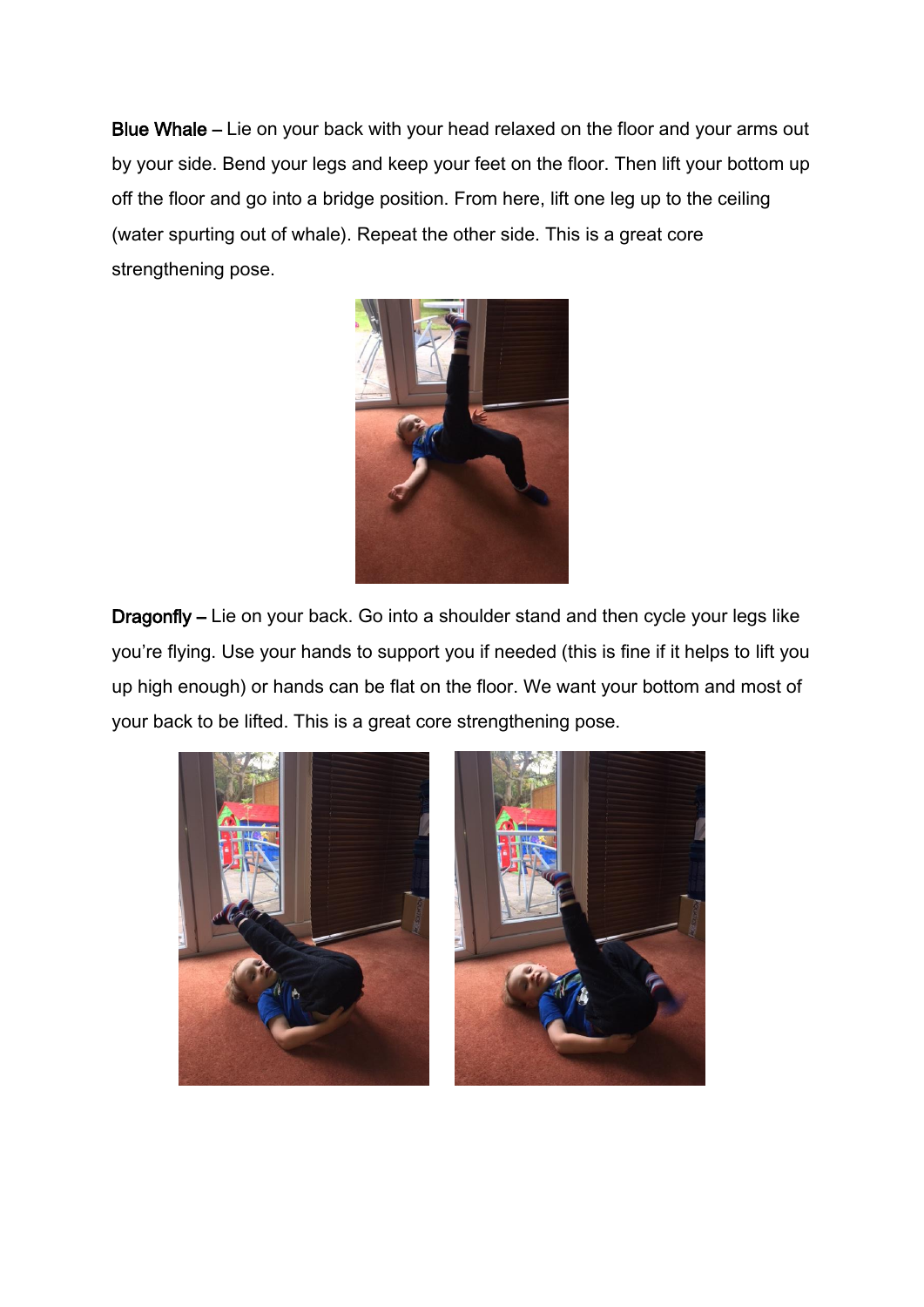**Blue Whale –** Lie on your back with your head relaxed on the floor and your arms out by your side. Bend your legs and keep your feet on the floor. Then lift your bottom up off the floor and go into a bridge position. From here, lift one leg up to the ceiling (water spurting out of whale). Repeat the other side. This is a great core strengthening pose.

**Dragonfly –** Lie on your back. Go into a shoulder stand and then cycle your legs like you're flying. Use your hands to support you if needed (this is fine if it helps to lift you up high enough) or hands can be flat on the floor. We want your bottom and most of your back to be lifted. This is a great core strengthening pose.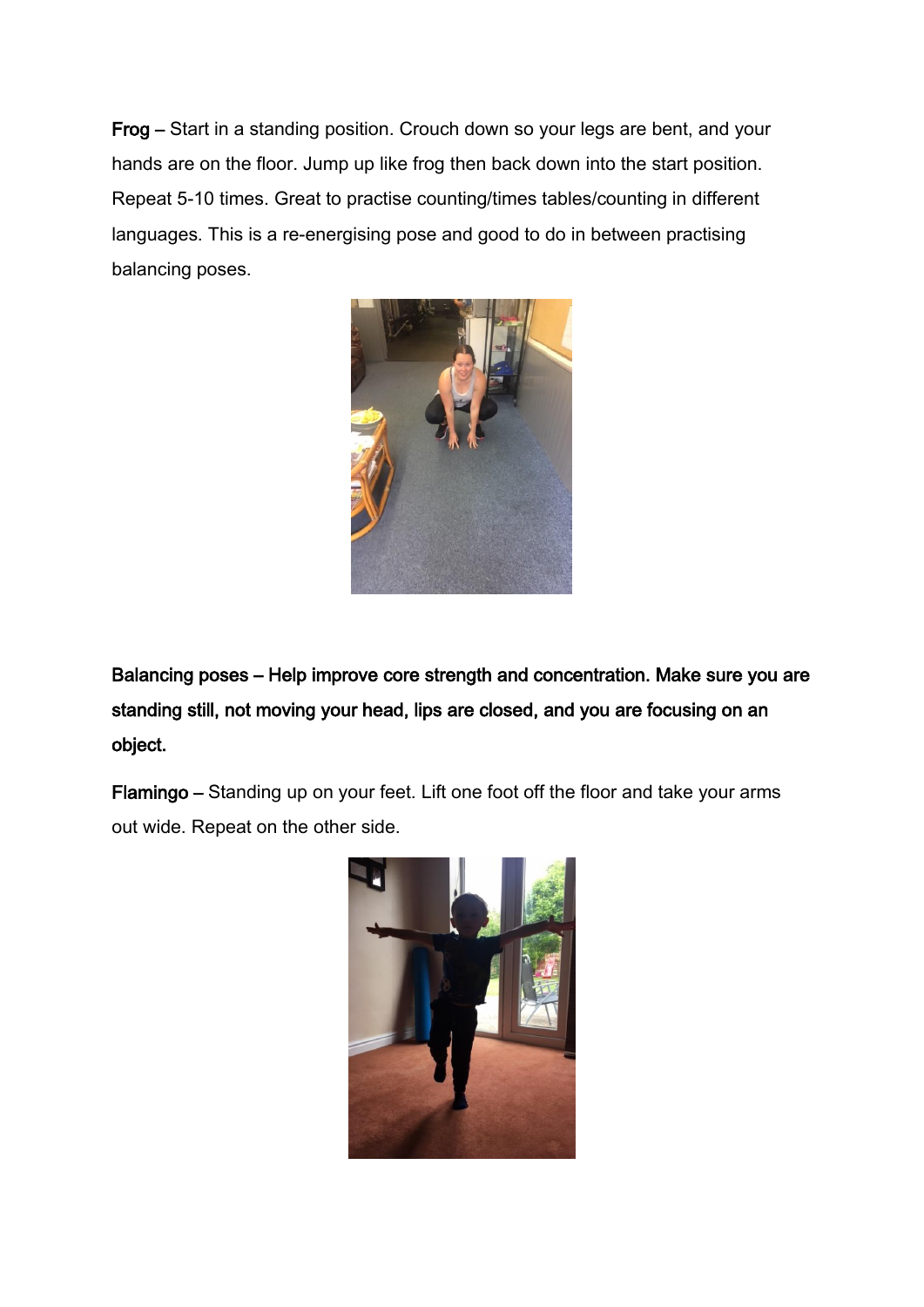**Frog** – Start in a standing position. Crouch down so your legs are bent, and your hands are on the floor. Jump up like frog then back down into the start position. Repeat 5-10 times. Great to practise counting/times tables/counting in different languages. This is a re-energising pose and good to do in between practising balancing poses.

**Balancing poses – Help improve core strength and concentration. Make sure you are standing still, not moving your head, lips are closed, and you are focusing on an object.**

**Flamingo** – Standing up on your feet. Lift one foot off the floor and take your arms out wide. Repeat on the other side.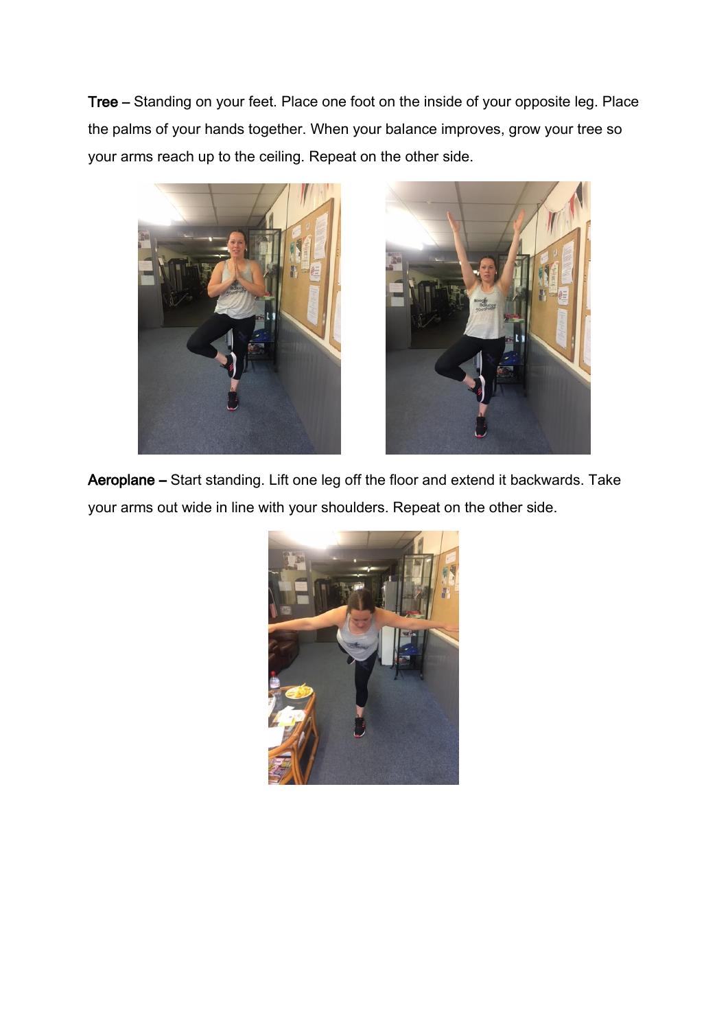**Tree** – Standing on your feet. Place one foot on the inside of your opposite leg. Place the palms of your hands together. When your balance improves, grow your tree so your arms reach up to the ceiling. Repeat on the other side.

**Aeroplane** – Start standing. Lift one leg off the floor and extend it backwards. Take your arms out wide in line with your shoulders. Repeat on the other side.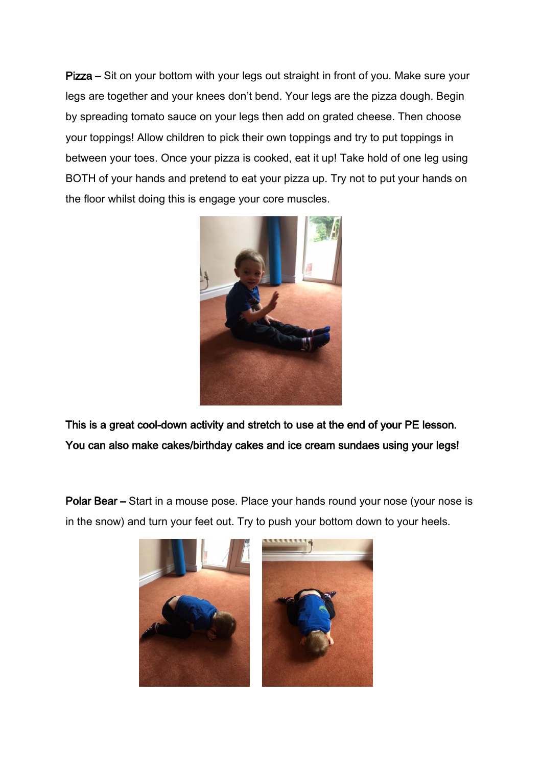**Pizza** – Sit on your bottom with your legs out straight in front of you. Make sure your legs are together and your knees don't bend. Your legs are the pizza dough. Begin by spreading tomato sauce on your legs then add on grated cheese. Then choose your toppings! Allow children to pick their own toppings and try to put toppings in between your toes. Once your pizza is cooked, eat it up! Take hold of one leg using BOTH of your hands and pretend to eat your pizza up. Try not to put your hands on the floor whilst doing this is engage your core muscles.

**This is a great cool-down activity and stretch to use at the end of your PE lesson. You can also make cakes/birthday cakes and ice cream sundaes using your legs!**

**Polar Bear** – Start in a mouse pose. Place your hands round your nose (your nose is in the snow) and turn your feet out. Try to push your bottom down to your heels.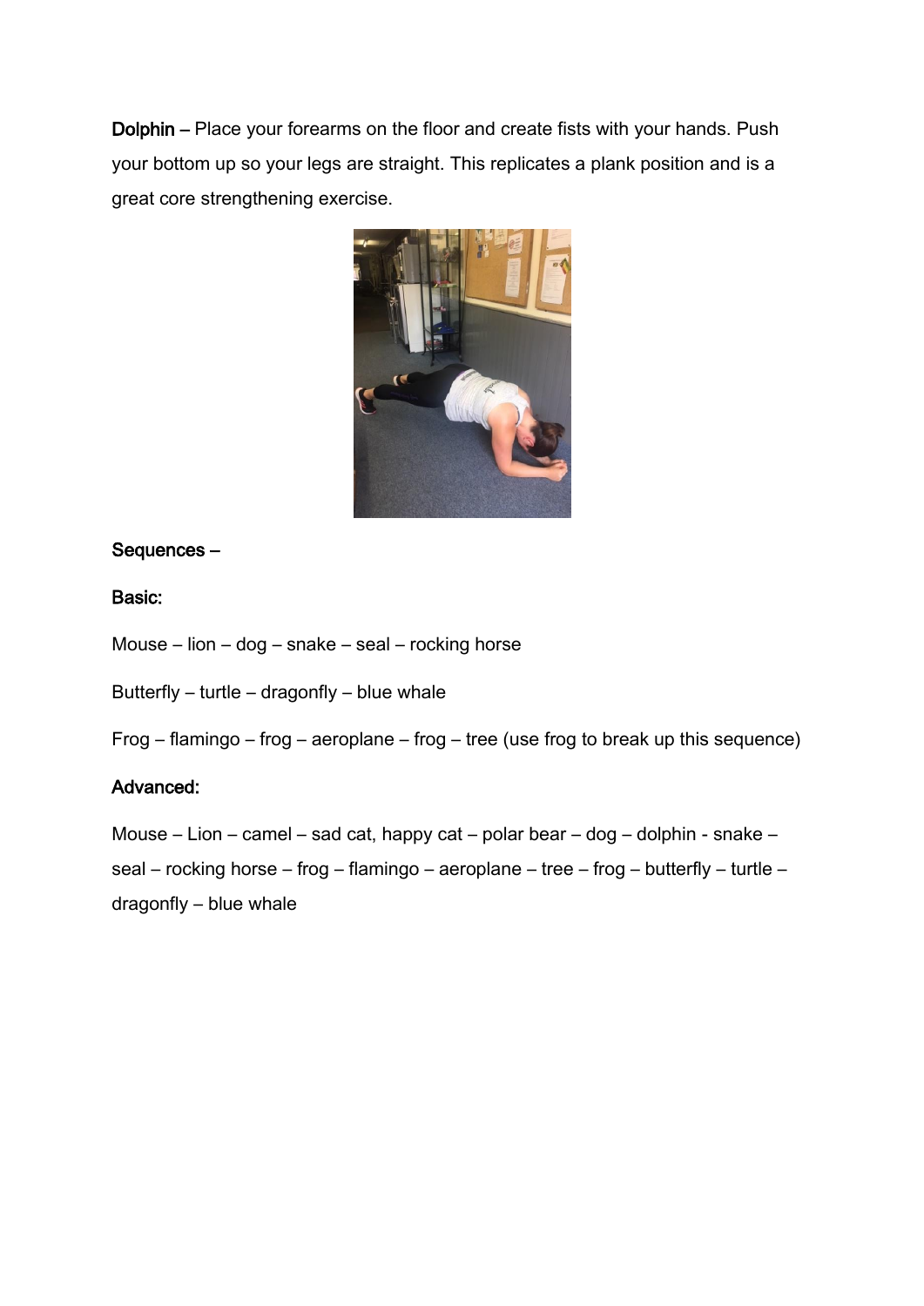**Dolphin –** Place your forearms on the floor and create fists with your hands. Push your bottom up so your legs are straight. This replicates a plank position and is a great core strengthening exercise.

**Sequences –**

**Basic:**

Mouse – lion – dog – snake – seal – rocking horse

Butterfly – turtle – dragonfly – blue whale

Frog – flamingo – frog – aeroplane – frog – tree (use frog to break up this sequence)

**Advanced:**

Mouse – Lion – camel – sad cat, happy cat – polar bear – dog – dolphin - snake – seal – rocking horse – frog – flamingo – aeroplane – tree – frog – butterfly – turtle – dragonfly – blue whale